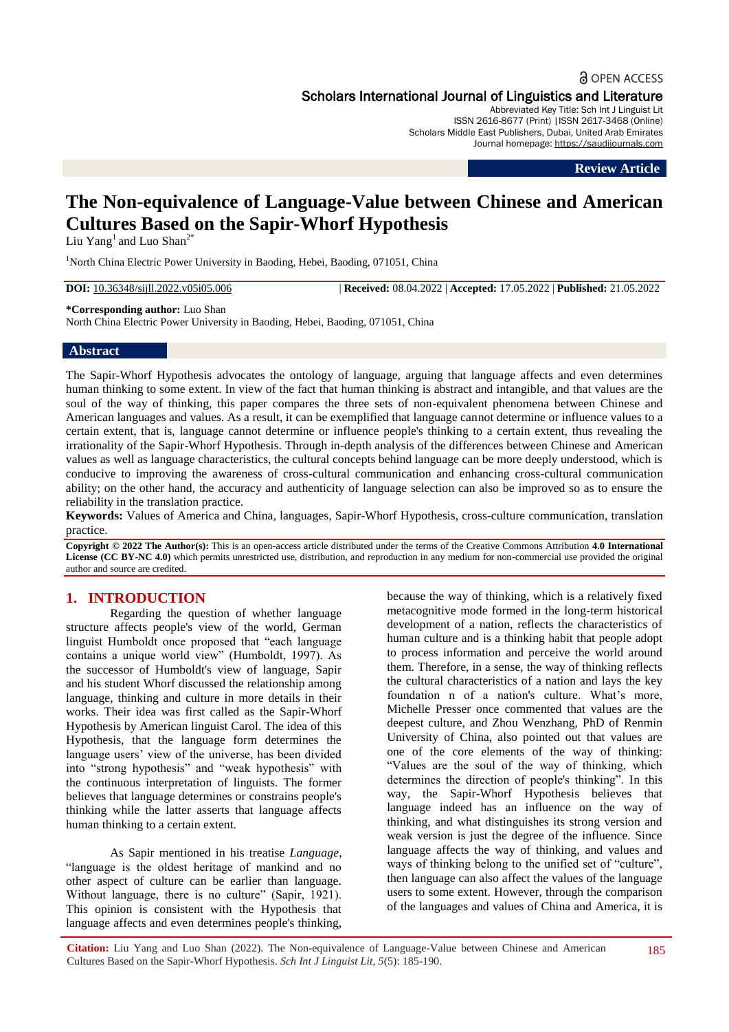OPEN ACCESS

Scholars International Journal of Linguistics and Literature

Abbreviated Key Title: Sch Int J Linguist Lit
ISSN 2616-8677 (Print) |ISSN 2617-3468 (Online)
Scholars Middle East Publishers, Dubai, United Arab Emirates
Journal homepage: https://saudijournals.com

**Review Article**

# The Non-equivalence of Language-Value between Chinese and American Cultures Based on the Sapir-Whorf Hypothesis

Liu Yang[1] and Luo Shan[2*]

[1]North China Electric Power University in Baoding, Hebei, Baoding, 071051, China

**DOI:** 10.36348/sijll.2022.v05i05.006 | **Received:** 08.04.2022 | **Accepted:** 17.05.2022 | **Published:** 21.05.2022

**\*Corresponding author:** Luo Shan
North China Electric Power University in Baoding, Hebei, Baoding, 071051, China

## Abstract

The Sapir-Whorf Hypothesis advocates the ontology of language, arguing that language affects and even determines human thinking to some extent. In view of the fact that human thinking is abstract and intangible, and that values are the soul of the way of thinking, this paper compares the three sets of non-equivalent phenomena between Chinese and American languages and values. As a result, it can be exemplified that language cannot determine or influence values to a certain extent, that is, language cannot determine or influence people's thinking to a certain extent, thus revealing the irrationality of the Sapir-Whorf Hypothesis. Through in-depth analysis of the differences between Chinese and American values as well as language characteristics, the cultural concepts behind language can be more deeply understood, which is conducive to improving the awareness of cross-cultural communication and enhancing cross-cultural communication ability; on the other hand, the accuracy and authenticity of language selection can also be improved so as to ensure the reliability in the translation practice.

**Keywords:** Values of America and China, languages, Sapir-Whorf Hypothesis, cross-culture communication, translation practice.

**Copyright © 2022 The Author(s):** This is an open-access article distributed under the terms of the Creative Commons Attribution **4.0 International License (CC BY-NC 4.0)** which permits unrestricted use, distribution, and reproduction in any medium for non-commercial use provided the original author and source are credited.

## 1. INTRODUCTION

Regarding the question of whether language structure affects people's view of the world, German linguist Humboldt once proposed that "each language contains a unique world view" (Humboldt, 1997). As the successor of Humboldt's view of language, Sapir and his student Whorf discussed the relationship among language, thinking and culture in more details in their works. Their idea was first called as the Sapir-Whorf Hypothesis by American linguist Carol. The idea of this Hypothesis, that the language form determines the language users' view of the universe, has been divided into "strong hypothesis" and "weak hypothesis" with the continuous interpretation of linguists. The former believes that language determines or constrains people's thinking while the latter asserts that language affects human thinking to a certain extent.

As Sapir mentioned in his treatise *Language*, "language is the oldest heritage of mankind and no other aspect of culture can be earlier than language. Without language, there is no culture" (Sapir, 1921). This opinion is consistent with the Hypothesis that language affects and even determines people's thinking, because the way of thinking, which is a relatively fixed metacognitive mode formed in the long-term historical development of a nation, reflects the characteristics of human culture and is a thinking habit that people adopt to process information and perceive the world around them. Therefore, in a sense, the way of thinking reflects the cultural characteristics of a nation and lays the key foundation n of a nation's culture. What's more, Michelle Presser once commented that values are the deepest culture, and Zhou Wenzhang, PhD of Renmin University of China, also pointed out that values are one of the core elements of the way of thinking: "Values are the soul of the way of thinking, which determines the direction of people's thinking". In this way, the Sapir-Whorf Hypothesis believes that language indeed has an influence on the way of thinking, and what distinguishes its strong version and weak version is just the degree of the influence. Since language affects the way of thinking, and values and ways of thinking belong to the unified set of "culture", then language can also affect the values of the language users to some extent. However, through the comparison of the languages and values of China and America, it is

**Citation:** Liu Yang and Luo Shan (2022). The Non-equivalence of Language-Value between Chinese and American Cultures Based on the Sapir-Whorf Hypothesis. *Sch Int J Linguist Lit, 5*(5): 185-190.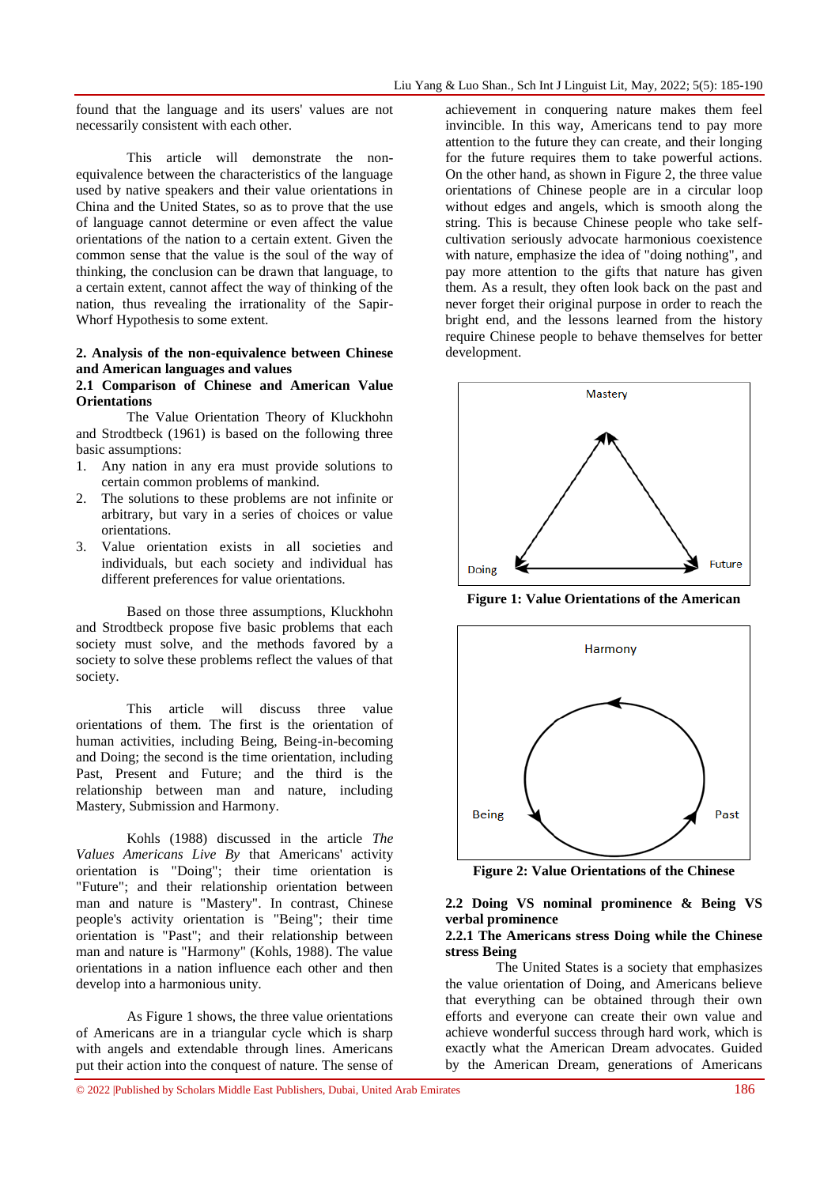found that the language and its users' values are not necessarily consistent with each other.

This article will demonstrate the non-equivalence between the characteristics of the language used by native speakers and their value orientations in China and the United States, so as to prove that the use of language cannot determine or even affect the value orientations of the nation to a certain extent. Given the common sense that the value is the soul of the way of thinking, the conclusion can be drawn that language, to a certain extent, cannot affect the way of thinking of the nation, thus revealing the irrationality of the Sapir-Whorf Hypothesis to some extent.

## 2. Analysis of the non-equivalence between Chinese and American languages and values

### 2.1 Comparison of Chinese and American Value Orientations

The Value Orientation Theory of Kluckhohn and Strodtbeck (1961) is based on the following three basic assumptions:

1. Any nation in any era must provide solutions to certain common problems of mankind.
2. The solutions to these problems are not infinite or arbitrary, but vary in a series of choices or value orientations.
3. Value orientation exists in all societies and individuals, but each society and individual has different preferences for value orientations.

Based on those three assumptions, Kluckhohn and Strodtbeck propose five basic problems that each society must solve, and the methods favored by a society to solve these problems reflect the values of that society.

This article will discuss three value orientations of them. The first is the orientation of human activities, including Being, Being-in-becoming and Doing; the second is the time orientation, including Past, Present and Future; and the third is the relationship between man and nature, including Mastery, Submission and Harmony.

Kohls (1988) discussed in the article *The Values Americans Live By* that Americans' activity orientation is "Doing"; their time orientation is "Future"; and their relationship orientation between man and nature is "Mastery". In contrast, Chinese people's activity orientation is "Being"; their time orientation is "Past"; and their relationship between man and nature is "Harmony" (Kohls, 1988). The value orientations in a nation influence each other and then develop into a harmonious unity.

As Figure 1 shows, the three value orientations of Americans are in a triangular cycle which is sharp with angels and extendable through lines. Americans put their action into the conquest of nature. The sense of achievement in conquering nature makes them feel invincible. In this way, Americans tend to pay more attention to the future they can create, and their longing for the future requires them to take powerful actions. On the other hand, as shown in Figure 2, the three value orientations of Chinese people are in a circular loop without edges and angels, which is smooth along the string. This is because Chinese people who take self-cultivation seriously advocate harmonious coexistence with nature, emphasize the idea of "doing nothing", and pay more attention to the gifts that nature has given them. As a result, they often look back on the past and never forget their original purpose in order to reach the bright end, and the lessons learned from the history require Chinese people to behave themselves for better development.

Mastery

Doing

Future

**Figure 1: Value Orientations of the American**

Harmony

Being

Past

**Figure 2: Value Orientations of the Chinese**

### 2.2 Doing VS nominal prominence & Being VS verbal prominence

#### 2.2.1 The Americans stress Doing while the Chinese stress Being

The United States is a society that emphasizes the value orientation of Doing, and Americans believe that everything can be obtained through their own efforts and everyone can create their own value and achieve wonderful success through hard work, which is exactly what the American Dream advocates. Guided by the American Dream, generations of Americans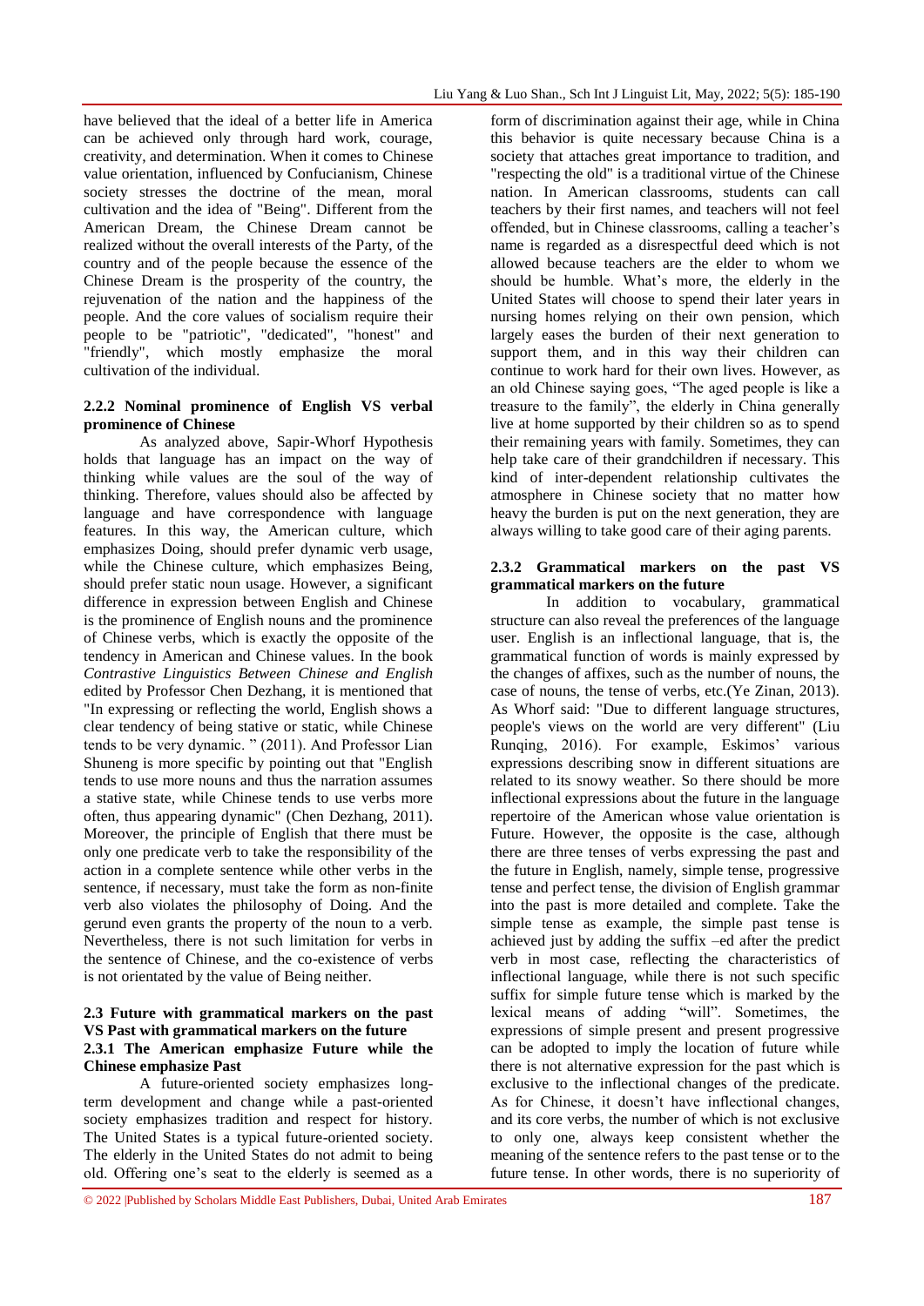have believed that the ideal of a better life in America can be achieved only through hard work, courage, creativity, and determination. When it comes to Chinese value orientation, influenced by Confucianism, Chinese society stresses the doctrine of the mean, moral cultivation and the idea of "Being". Different from the American Dream, the Chinese Dream cannot be realized without the overall interests of the Party, of the country and of the people because the essence of the Chinese Dream is the prosperity of the country, the rejuvenation of the nation and the happiness of the people. And the core values of socialism require their people to be "patriotic", "dedicated", "honest" and "friendly", which mostly emphasize the moral cultivation of the individual.

#### 2.2.2 Nominal prominence of English VS verbal prominence of Chinese

As analyzed above, Sapir-Whorf Hypothesis holds that language has an impact on the way of thinking while values are the soul of the way of thinking. Therefore, values should also be affected by language and have correspondence with language features. In this way, the American culture, which emphasizes Doing, should prefer dynamic verb usage, while the Chinese culture, which emphasizes Being, should prefer static noun usage. However, a significant difference in expression between English and Chinese is the prominence of English nouns and the prominence of Chinese verbs, which is exactly the opposite of the tendency in American and Chinese values. In the book *Contrastive Linguistics Between Chinese and English* edited by Professor Chen Dezhang, it is mentioned that "In expressing or reflecting the world, English shows a clear tendency of being stative or static, while Chinese tends to be very dynamic. " (2011). And Professor Lian Shuneng is more specific by pointing out that "English tends to use more nouns and thus the narration assumes a stative state, while Chinese tends to use verbs more often, thus appearing dynamic" (Chen Dezhang, 2011). Moreover, the principle of English that there must be only one predicate verb to take the responsibility of the action in a complete sentence while other verbs in the sentence, if necessary, must take the form as non-finite verb also violates the philosophy of Doing. And the gerund even grants the property of the noun to a verb. Nevertheless, there is not such limitation for verbs in the sentence of Chinese, and the co-existence of verbs is not orientated by the value of Being neither.

### 2.3 Future with grammatical markers on the past VS Past with grammatical markers on the future

#### 2.3.1 The American emphasize Future while the Chinese emphasize Past

A future-oriented society emphasizes long-term development and change while a past-oriented society emphasizes tradition and respect for history. The United States is a typical future-oriented society. The elderly in the United States do not admit to being old. Offering one's seat to the elderly is seemed as a form of discrimination against their age, while in China this behavior is quite necessary because China is a society that attaches great importance to tradition, and "respecting the old" is a traditional virtue of the Chinese nation. In American classrooms, students can call teachers by their first names, and teachers will not feel offended, but in Chinese classrooms, calling a teacher's name is regarded as a disrespectful deed which is not allowed because teachers are the elder to whom we should be humble. What's more, the elderly in the United States will choose to spend their later years in nursing homes relying on their own pension, which largely eases the burden of their next generation to support them, and in this way their children can continue to work hard for their own lives. However, as an old Chinese saying goes, "The aged people is like a treasure to the family", the elderly in China generally live at home supported by their children so as to spend their remaining years with family. Sometimes, they can help take care of their grandchildren if necessary. This kind of inter-dependent relationship cultivates the atmosphere in Chinese society that no matter how heavy the burden is put on the next generation, they are always willing to take good care of their aging parents.

#### 2.3.2 Grammatical markers on the past VS grammatical markers on the future

In addition to vocabulary, grammatical structure can also reveal the preferences of the language user. English is an inflectional language, that is, the grammatical function of words is mainly expressed by the changes of affixes, such as the number of nouns, the case of nouns, the tense of verbs, etc.(Ye Zinan, 2013). As Whorf said: "Due to different language structures, people's views on the world are very different" (Liu Runqing, 2016). For example, Eskimos' various expressions describing snow in different situations are related to its snowy weather. So there should be more inflectional expressions about the future in the language repertoire of the American whose value orientation is Future. However, the opposite is the case, although there are three tenses of verbs expressing the past and the future in English, namely, simple tense, progressive tense and perfect tense, the division of English grammar into the past is more detailed and complete. Take the simple tense as example, the simple past tense is achieved just by adding the suffix –ed after the predict verb in most case, reflecting the characteristics of inflectional language, while there is not such specific suffix for simple future tense which is marked by the lexical means of adding "will". Sometimes, the expressions of simple present and present progressive can be adopted to imply the location of future while there is not alternative expression for the past which is exclusive to the inflectional changes of the predicate. As for Chinese, it doesn't have inflectional changes, and its core verbs, the number of which is not exclusive to only one, always keep consistent whether the meaning of the sentence refers to the past tense or to the future tense. In other words, there is no superiority of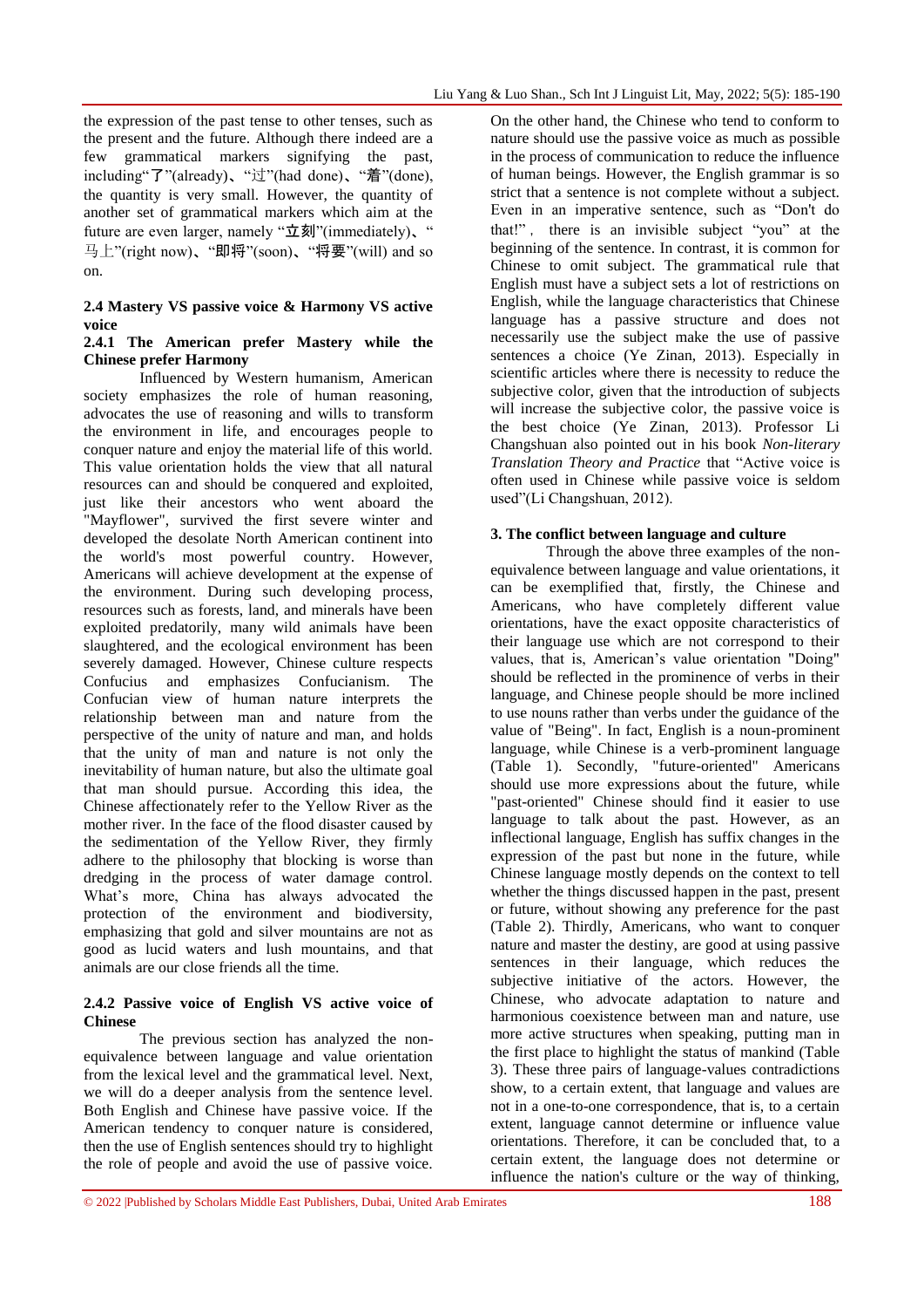the expression of the past tense to other tenses, such as the present and the future. Although there indeed are a few grammatical markers signifying the past, including"了"(already)、"过"(had done)、"着"(done), the quantity is very small. However, the quantity of another set of grammatical markers which aim at the future are even larger, namely "立刻"(immediately)、"马上"(right now)、"即将"(soon)、"将要"(will) and so on.

### 2.4 Mastery VS passive voice & Harmony VS active voice

#### 2.4.1 The American prefer Mastery while the Chinese prefer Harmony

Influenced by Western humanism, American society emphasizes the role of human reasoning, advocates the use of reasoning and wills to transform the environment in life, and encourages people to conquer nature and enjoy the material life of this world. This value orientation holds the view that all natural resources can and should be conquered and exploited, just like their ancestors who went aboard the "Mayflower", survived the first severe winter and developed the desolate North American continent into the world's most powerful country. However, Americans will achieve development at the expense of the environment. During such developing process, resources such as forests, land, and minerals have been exploited predatorily, many wild animals have been slaughtered, and the ecological environment has been severely damaged. However, Chinese culture respects Confucius and emphasizes Confucianism. The Confucian view of human nature interprets the relationship between man and nature from the perspective of the unity of nature and man, and holds that the unity of man and nature is not only the inevitability of human nature, but also the ultimate goal that man should pursue. According this idea, the Chinese affectionately refer to the Yellow River as the mother river. In the face of the flood disaster caused by the sedimentation of the Yellow River, they firmly adhere to the philosophy that blocking is worse than dredging in the process of water damage control. What's more, China has always advocated the protection of the environment and biodiversity, emphasizing that gold and silver mountains are not as good as lucid waters and lush mountains, and that animals are our close friends all the time.

#### 2.4.2 Passive voice of English VS active voice of Chinese

The previous section has analyzed the non-equivalence between language and value orientation from the lexical level and the grammatical level. Next, we will do a deeper analysis from the sentence level. Both English and Chinese have passive voice. If the American tendency to conquer nature is considered, then the use of English sentences should try to highlight the role of people and avoid the use of passive voice. On the other hand, the Chinese who tend to conform to nature should use the passive voice as much as possible in the process of communication to reduce the influence of human beings. However, the English grammar is so strict that a sentence is not complete without a subject. Even in an imperative sentence, such as "Don't do that!", there is an invisible subject "you" at the beginning of the sentence. In contrast, it is common for Chinese to omit subject. The grammatical rule that English must have a subject sets a lot of restrictions on English, while the language characteristics that Chinese language has a passive structure and does not necessarily use the subject make the use of passive sentences a choice (Ye Zinan, 2013). Especially in scientific articles where there is necessity to reduce the subjective color, given that the introduction of subjects will increase the subjective color, the passive voice is the best choice (Ye Zinan, 2013). Professor Li Changshuan also pointed out in his book *Non-literary Translation Theory and Practice* that "Active voice is often used in Chinese while passive voice is seldom used"(Li Changshuan, 2012).

## 3. The conflict between language and culture

Through the above three examples of the non-equivalence between language and value orientations, it can be exemplified that, firstly, the Chinese and Americans, who have completely different value orientations, have the exact opposite characteristics of their language use which are not correspond to their values, that is, American's value orientation "Doing" should be reflected in the prominence of verbs in their language, and Chinese people should be more inclined to use nouns rather than verbs under the guidance of the value of "Being". In fact, English is a noun-prominent language, while Chinese is a verb-prominent language (Table 1). Secondly, "future-oriented" Americans should use more expressions about the future, while "past-oriented" Chinese should find it easier to use language to talk about the past. However, as an inflectional language, English has suffix changes in the expression of the past but none in the future, while Chinese language mostly depends on the context to tell whether the things discussed happen in the past, present or future, without showing any preference for the past (Table 2). Thirdly, Americans, who want to conquer nature and master the destiny, are good at using passive sentences in their language, which reduces the subjective initiative of the actors. However, the Chinese, who advocate adaptation to nature and harmonious coexistence between man and nature, use more active structures when speaking, putting man in the first place to highlight the status of mankind (Table 3). These three pairs of language-values contradictions show, to a certain extent, that language and values are not in a one-to-one correspondence, that is, to a certain extent, language cannot determine or influence value orientations. Therefore, it can be concluded that, to a certain extent, the language does not determine or influence the nation's culture or the way of thinking,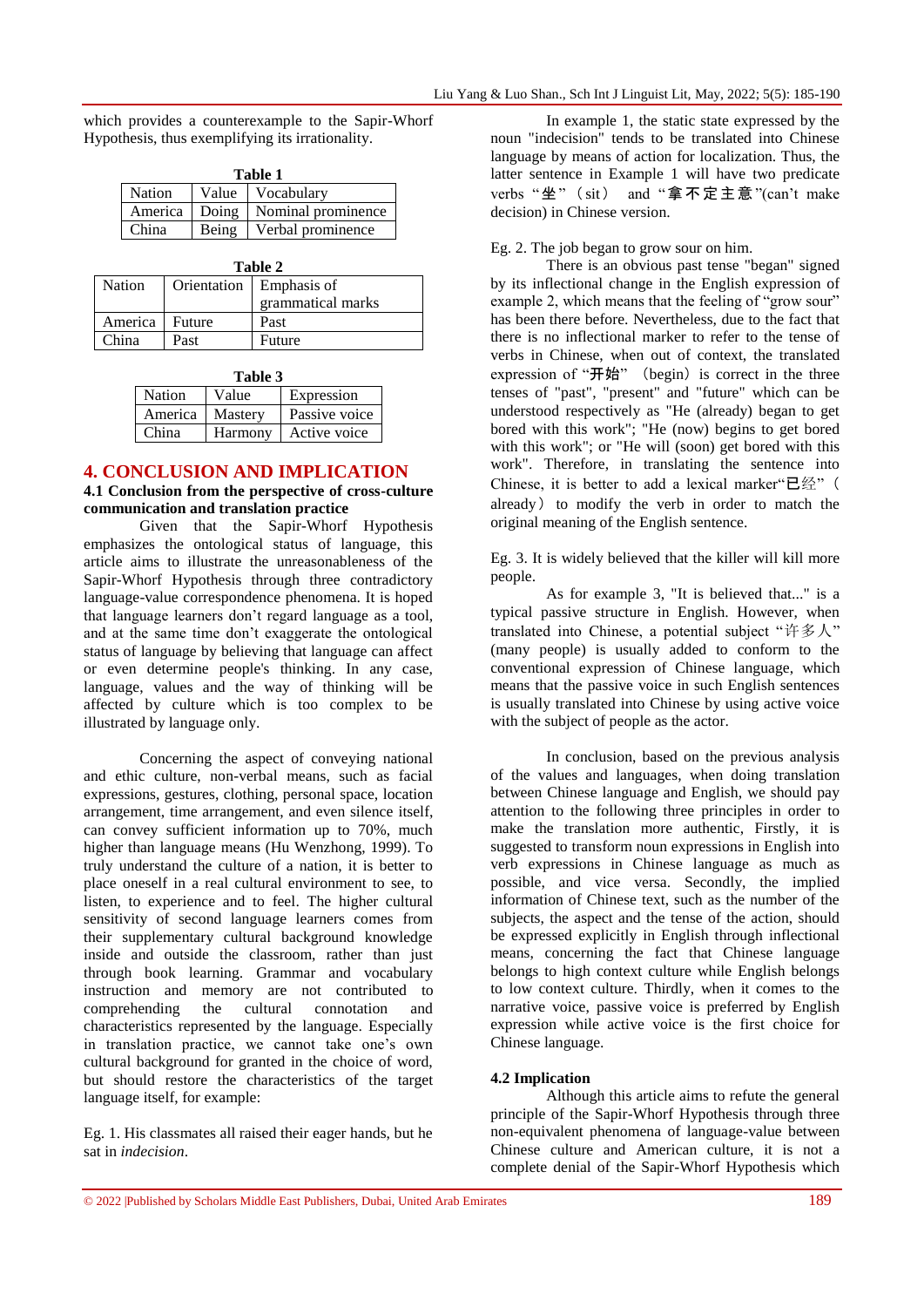which provides a counterexample to the Sapir-Whorf Hypothesis, thus exemplifying its irrationality.

**Table 1**

| Nation | Value | Vocabulary |
|---|---|---|
| America | Doing | Nominal prominence |
| China | Being | Verbal prominence |

**Table 2**

| Nation | Orientation | Emphasis of grammatical marks |
|---|---|---|
| America | Future | Past |
| China | Past | Future |

**Table 3**

| Nation | Value | Expression |
|---|---|---|
| America | Mastery | Passive voice |
| China | Harmony | Active voice |

## 4. CONCLUSION AND IMPLICATION

### 4.1 Conclusion from the perspective of cross-culture communication and translation practice

Given that the Sapir-Whorf Hypothesis emphasizes the ontological status of language, this article aims to illustrate the unreasonableness of the Sapir-Whorf Hypothesis through three contradictory language-value correspondence phenomena. It is hoped that language learners don't regard language as a tool, and at the same time don't exaggerate the ontological status of language by believing that language can affect or even determine people's thinking. In any case, language, values and the way of thinking will be affected by culture which is too complex to be illustrated by language only.

Concerning the aspect of conveying national and ethic culture, non-verbal means, such as facial expressions, gestures, clothing, personal space, location arrangement, time arrangement, and even silence itself, can convey sufficient information up to 70%, much higher than language means (Hu Wenzhong, 1999). To truly understand the culture of a nation, it is better to place oneself in a real cultural environment to see, to listen, to experience and to feel. The higher cultural sensitivity of second language learners comes from their supplementary cultural background knowledge inside and outside the classroom, rather than just through book learning. Grammar and vocabulary instruction and memory are not contributed to comprehending the cultural connotation and characteristics represented by the language. Especially in translation practice, we cannot take one's own cultural background for granted in the choice of word, but should restore the characteristics of the target language itself, for example:

Eg. 1. His classmates all raised their eager hands, but he sat in *indecision*.

In example 1, the static state expressed by the noun "indecision" tends to be translated into Chinese language by means of action for localization. Thus, the latter sentence in Example 1 will have two predicate verbs "坐"（sit） and "拿不定主意"(can't make decision) in Chinese version.

Eg. 2. The job began to grow sour on him.

There is an obvious past tense "began" signed by its inflectional change in the English expression of example 2, which means that the feeling of "grow sour" has been there before. Nevertheless, due to the fact that there is no inflectional marker to refer to the tense of verbs in Chinese, when out of context, the translated expression of "开始" （begin）is correct in the three tenses of "past", "present" and "future" which can be understood respectively as "He (already) began to get bored with this work"; "He (now) begins to get bored with this work"; or "He will (soon) get bored with this work". Therefore, in translating the sentence into Chinese, it is better to add a lexical marker"已经"（already）to modify the verb in order to match the original meaning of the English sentence.

Eg. 3. It is widely believed that the killer will kill more people.

As for example 3, "It is believed that..." is a typical passive structure in English. However, when translated into Chinese, a potential subject "许多人" (many people) is usually added to conform to the conventional expression of Chinese language, which means that the passive voice in such English sentences is usually translated into Chinese by using active voice with the subject of people as the actor.

In conclusion, based on the previous analysis of the values and languages, when doing translation between Chinese language and English, we should pay attention to the following three principles in order to make the translation more authentic, Firstly, it is suggested to transform noun expressions in English into verb expressions in Chinese language as much as possible, and vice versa. Secondly, the implied information of Chinese text, such as the number of the subjects, the aspect and the tense of the action, should be expressed explicitly in English through inflectional means, concerning the fact that Chinese language belongs to high context culture while English belongs to low context culture. Thirdly, when it comes to the narrative voice, passive voice is preferred by English expression while active voice is the first choice for Chinese language.

### 4.2 Implication

Although this article aims to refute the general principle of the Sapir-Whorf Hypothesis through three non-equivalent phenomena of language-value between Chinese culture and American culture, it is not a complete denial of the Sapir-Whorf Hypothesis which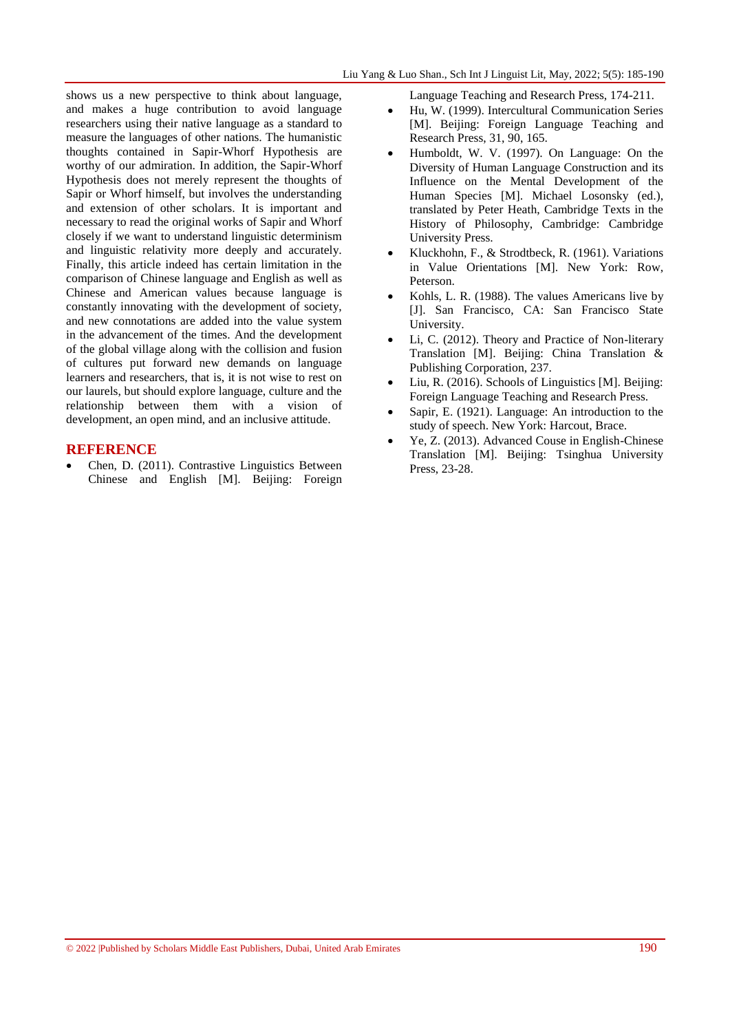shows us a new perspective to think about language, and makes a huge contribution to avoid language researchers using their native language as a standard to measure the languages of other nations. The humanistic thoughts contained in Sapir-Whorf Hypothesis are worthy of our admiration. In addition, the Sapir-Whorf Hypothesis does not merely represent the thoughts of Sapir or Whorf himself, but involves the understanding and extension of other scholars. It is important and necessary to read the original works of Sapir and Whorf closely if we want to understand linguistic determinism and linguistic relativity more deeply and accurately. Finally, this article indeed has certain limitation in the comparison of Chinese language and English as well as Chinese and American values because language is constantly innovating with the development of society, and new connotations are added into the value system in the advancement of the times. And the development of the global village along with the collision and fusion of cultures put forward new demands on language learners and researchers, that is, it is not wise to rest on our laurels, but should explore language, culture and the relationship between them with a vision of development, an open mind, and an inclusive attitude.

## REFERENCE

- Chen, D. (2011). Contrastive Linguistics Between Chinese and English [M]. Beijing: Foreign Language Teaching and Research Press, 174-211.
- Hu, W. (1999). Intercultural Communication Series [M]. Beijing: Foreign Language Teaching and Research Press, 31, 90, 165.
- Humboldt, W. V. (1997). On Language: On the Diversity of Human Language Construction and its Influence on the Mental Development of the Human Species [M]. Michael Losonsky (ed.), translated by Peter Heath, Cambridge Texts in the History of Philosophy, Cambridge: Cambridge University Press.
- Kluckhohn, F., & Strodtbeck, R. (1961). Variations in Value Orientations [M]. New York: Row, Peterson.
- Kohls, L. R. (1988). The values Americans live by [J]. San Francisco, CA: San Francisco State University.
- Li, C. (2012). Theory and Practice of Non-literary Translation [M]. Beijing: China Translation & Publishing Corporation, 237.
- Liu, R. (2016). Schools of Linguistics [M]. Beijing: Foreign Language Teaching and Research Press.
- Sapir, E. (1921). Language: An introduction to the study of speech. New York: Harcout, Brace.
- Ye, Z. (2013). Advanced Couse in English-Chinese Translation [M]. Beijing: Tsinghua University Press, 23-28.